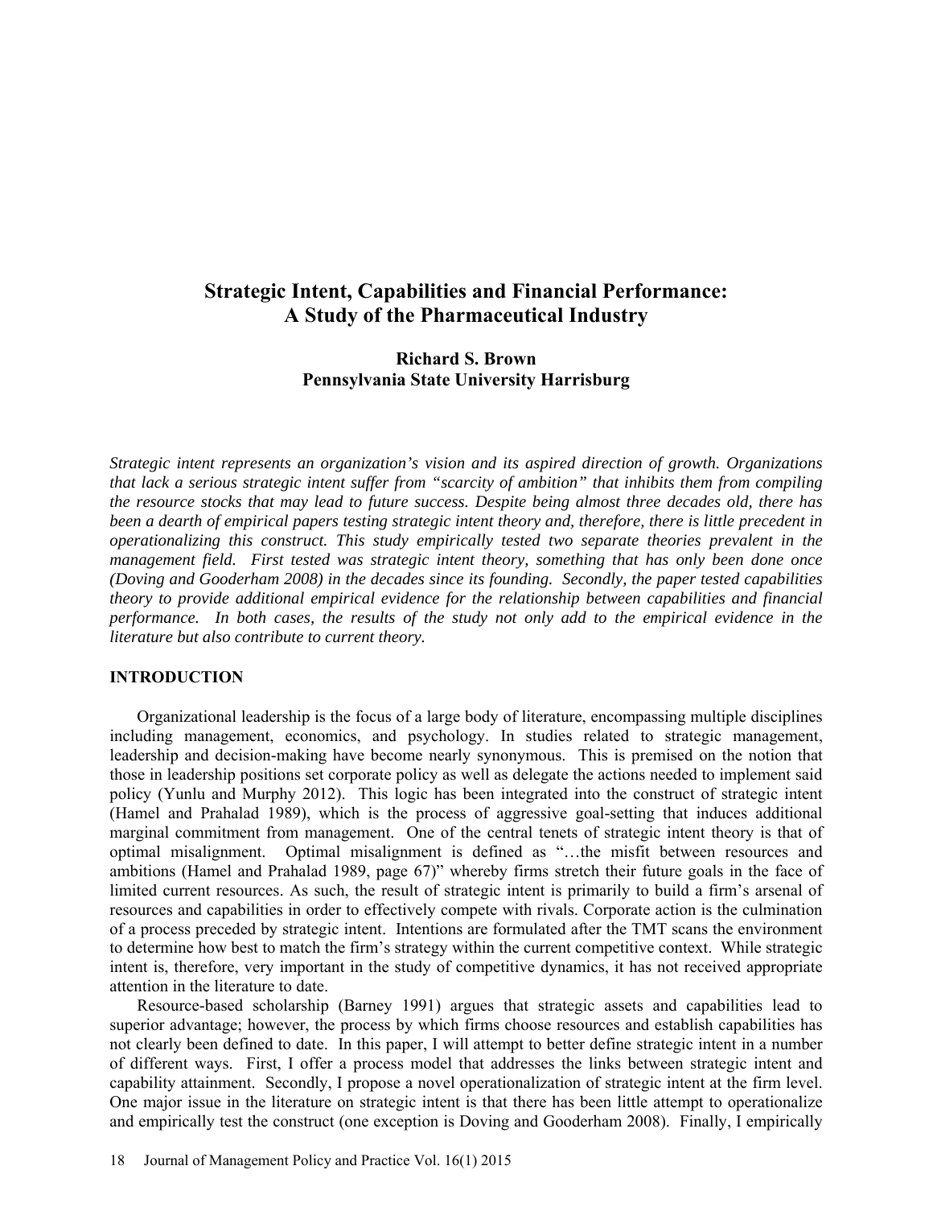# Strategic Intent, Capabilities and Financial Performance: A Study of the Pharmaceutical Industry

**Richard S. Brown**
**Pennsylvania State University Harrisburg**

*Strategic intent represents an organization's vision and its aspired direction of growth. Organizations that lack a serious strategic intent suffer from "scarcity of ambition" that inhibits them from compiling the resource stocks that may lead to future success. Despite being almost three decades old, there has been a dearth of empirical papers testing strategic intent theory and, therefore, there is little precedent in operationalizing this construct. This study empirically tested two separate theories prevalent in the management field. First tested was strategic intent theory, something that has only been done once (Doving and Gooderham 2008) in the decades since its founding. Secondly, the paper tested capabilities theory to provide additional empirical evidence for the relationship between capabilities and financial performance. In both cases, the results of the study not only add to the empirical evidence in the literature but also contribute to current theory.*

## INTRODUCTION

Organizational leadership is the focus of a large body of literature, encompassing multiple disciplines including management, economics, and psychology. In studies related to strategic management, leadership and decision-making have become nearly synonymous. This is premised on the notion that those in leadership positions set corporate policy as well as delegate the actions needed to implement said policy (Yunlu and Murphy 2012). This logic has been integrated into the construct of strategic intent (Hamel and Prahalad 1989), which is the process of aggressive goal-setting that induces additional marginal commitment from management. One of the central tenets of strategic intent theory is that of optimal misalignment. Optimal misalignment is defined as "…the misfit between resources and ambitions (Hamel and Prahalad 1989, page 67)" whereby firms stretch their future goals in the face of limited current resources. As such, the result of strategic intent is primarily to build a firm's arsenal of resources and capabilities in order to effectively compete with rivals. Corporate action is the culmination of a process preceded by strategic intent. Intentions are formulated after the TMT scans the environment to determine how best to match the firm's strategy within the current competitive context. While strategic intent is, therefore, very important in the study of competitive dynamics, it has not received appropriate attention in the literature to date.

Resource-based scholarship (Barney 1991) argues that strategic assets and capabilities lead to superior advantage; however, the process by which firms choose resources and establish capabilities has not clearly been defined to date. In this paper, I will attempt to better define strategic intent in a number of different ways. First, I offer a process model that addresses the links between strategic intent and capability attainment. Secondly, I propose a novel operationalization of strategic intent at the firm level. One major issue in the literature on strategic intent is that there has been little attempt to operationalize and empirically test the construct (one exception is Doving and Gooderham 2008). Finally, I empirically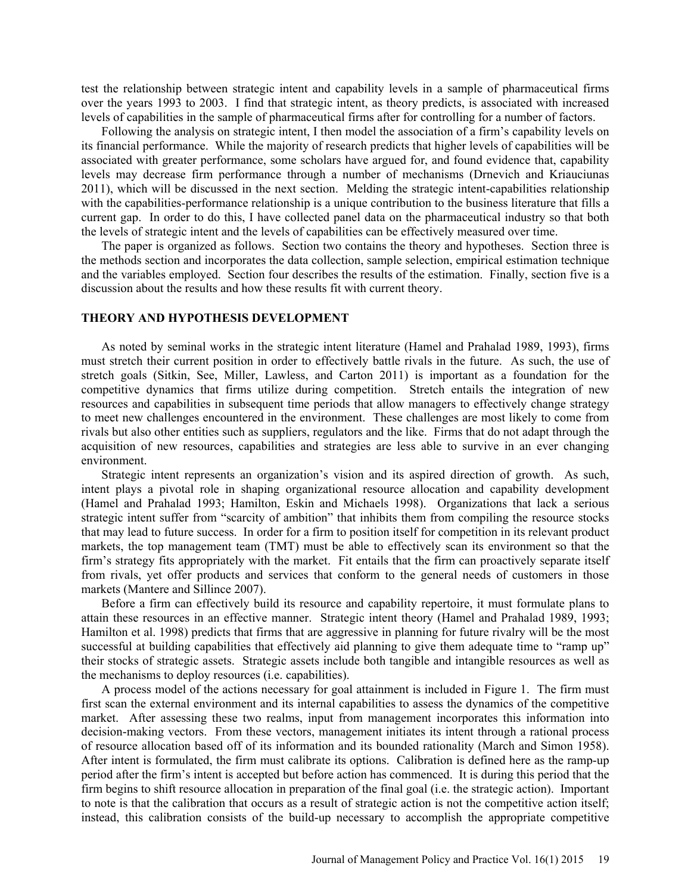test the relationship between strategic intent and capability levels in a sample of pharmaceutical firms over the years 1993 to 2003. I find that strategic intent, as theory predicts, is associated with increased levels of capabilities in the sample of pharmaceutical firms after for controlling for a number of factors.

Following the analysis on strategic intent, I then model the association of a firm's capability levels on its financial performance. While the majority of research predicts that higher levels of capabilities will be associated with greater performance, some scholars have argued for, and found evidence that, capability levels may decrease firm performance through a number of mechanisms (Drnevich and Kriauciunas 2011), which will be discussed in the next section. Melding the strategic intent-capabilities relationship with the capabilities-performance relationship is a unique contribution to the business literature that fills a current gap. In order to do this, I have collected panel data on the pharmaceutical industry so that both the levels of strategic intent and the levels of capabilities can be effectively measured over time.

The paper is organized as follows. Section two contains the theory and hypotheses. Section three is the methods section and incorporates the data collection, sample selection, empirical estimation technique and the variables employed. Section four describes the results of the estimation. Finally, section five is a discussion about the results and how these results fit with current theory.

## THEORY AND HYPOTHESIS DEVELOPMENT

As noted by seminal works in the strategic intent literature (Hamel and Prahalad 1989, 1993), firms must stretch their current position in order to effectively battle rivals in the future. As such, the use of stretch goals (Sitkin, See, Miller, Lawless, and Carton 2011) is important as a foundation for the competitive dynamics that firms utilize during competition. Stretch entails the integration of new resources and capabilities in subsequent time periods that allow managers to effectively change strategy to meet new challenges encountered in the environment. These challenges are most likely to come from rivals but also other entities such as suppliers, regulators and the like. Firms that do not adapt through the acquisition of new resources, capabilities and strategies are less able to survive in an ever changing environment.

Strategic intent represents an organization's vision and its aspired direction of growth. As such, intent plays a pivotal role in shaping organizational resource allocation and capability development (Hamel and Prahalad 1993; Hamilton, Eskin and Michaels 1998). Organizations that lack a serious strategic intent suffer from "scarcity of ambition" that inhibits them from compiling the resource stocks that may lead to future success. In order for a firm to position itself for competition in its relevant product markets, the top management team (TMT) must be able to effectively scan its environment so that the firm's strategy fits appropriately with the market. Fit entails that the firm can proactively separate itself from rivals, yet offer products and services that conform to the general needs of customers in those markets (Mantere and Sillince 2007).

Before a firm can effectively build its resource and capability repertoire, it must formulate plans to attain these resources in an effective manner. Strategic intent theory (Hamel and Prahalad 1989, 1993; Hamilton et al. 1998) predicts that firms that are aggressive in planning for future rivalry will be the most successful at building capabilities that effectively aid planning to give them adequate time to "ramp up" their stocks of strategic assets. Strategic assets include both tangible and intangible resources as well as the mechanisms to deploy resources (i.e. capabilities).

A process model of the actions necessary for goal attainment is included in Figure 1. The firm must first scan the external environment and its internal capabilities to assess the dynamics of the competitive market. After assessing these two realms, input from management incorporates this information into decision-making vectors. From these vectors, management initiates its intent through a rational process of resource allocation based off of its information and its bounded rationality (March and Simon 1958). After intent is formulated, the firm must calibrate its options. Calibration is defined here as the ramp-up period after the firm's intent is accepted but before action has commenced. It is during this period that the firm begins to shift resource allocation in preparation of the final goal (i.e. the strategic action). Important to note is that the calibration that occurs as a result of strategic action is not the competitive action itself; instead, this calibration consists of the build-up necessary to accomplish the appropriate competitive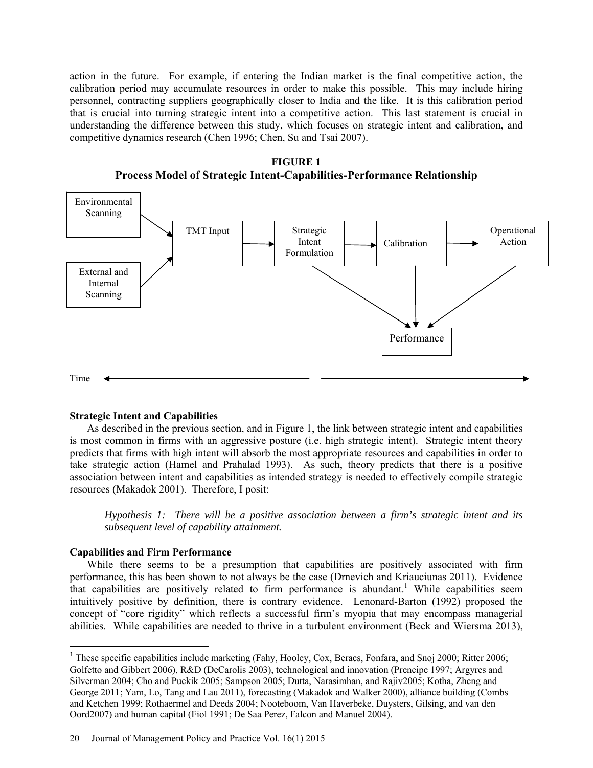action in the future. For example, if entering the Indian market is the final competitive action, the calibration period may accumulate resources in order to make this possible. This may include hiring personnel, contracting suppliers geographically closer to India and the like. It is this calibration period that is crucial into turning strategic intent into a competitive action. This last statement is crucial in understanding the difference between this study, which focuses on strategic intent and calibration, and competitive dynamics research (Chen 1996; Chen, Su and Tsai 2007).

**FIGURE 1**
**Process Model of Strategic Intent-Capabilities-Performance Relationship**

Environmental Scanning → TMT Input
External and Internal Scanning → TMT Input
TMT Input → Strategic Intent Formulation → Calibration → Operational Action
Strategic Intent Formulation → Performance
Calibration → Performance
Operational Action → Performance

Time

### Strategic Intent and Capabilities

As described in the previous section, and in Figure 1, the link between strategic intent and capabilities is most common in firms with an aggressive posture (i.e. high strategic intent). Strategic intent theory predicts that firms with high intent will absorb the most appropriate resources and capabilities in order to take strategic action (Hamel and Prahalad 1993). As such, theory predicts that there is a positive association between intent and capabilities as intended strategy is needed to effectively compile strategic resources (Makadok 2001). Therefore, I posit:

*Hypothesis 1: There will be a positive association between a firm's strategic intent and its subsequent level of capability attainment.*

### Capabilities and Firm Performance

While there seems to be a presumption that capabilities are positively associated with firm performance, this has been shown to not always be the case (Drnevich and Kriauciunas 2011). Evidence that capabilities are positively related to firm performance is abundant.[1] While capabilities seem intuitively positive by definition, there is contrary evidence. Lenonard-Barton (1992) proposed the concept of "core rigidity" which reflects a successful firm's myopia that may encompass managerial abilities. While capabilities are needed to thrive in a turbulent environment (Beck and Wiersma 2013),

---

[1] These specific capabilities include marketing (Fahy, Hooley, Cox, Beracs, Fonfara, and Snoj 2000; Ritter 2006; Golfetto and Gibbert 2006), R&D (DeCarolis 2003), technological and innovation (Prencipe 1997; Argyres and Silverman 2004; Cho and Puckik 2005; Sampson 2005; Dutta, Narasimhan, and Rajiv2005; Kotha, Zheng and George 2011; Yam, Lo, Tang and Lau 2011), forecasting (Makadok and Walker 2000), alliance building (Combs and Ketchen 1999; Rothaermel and Deeds 2004; Nooteboom, Van Haverbeke, Duysters, Gilsing, and van den Oord2007) and human capital (Fiol 1991; De Saa Perez, Falcon and Manuel 2004).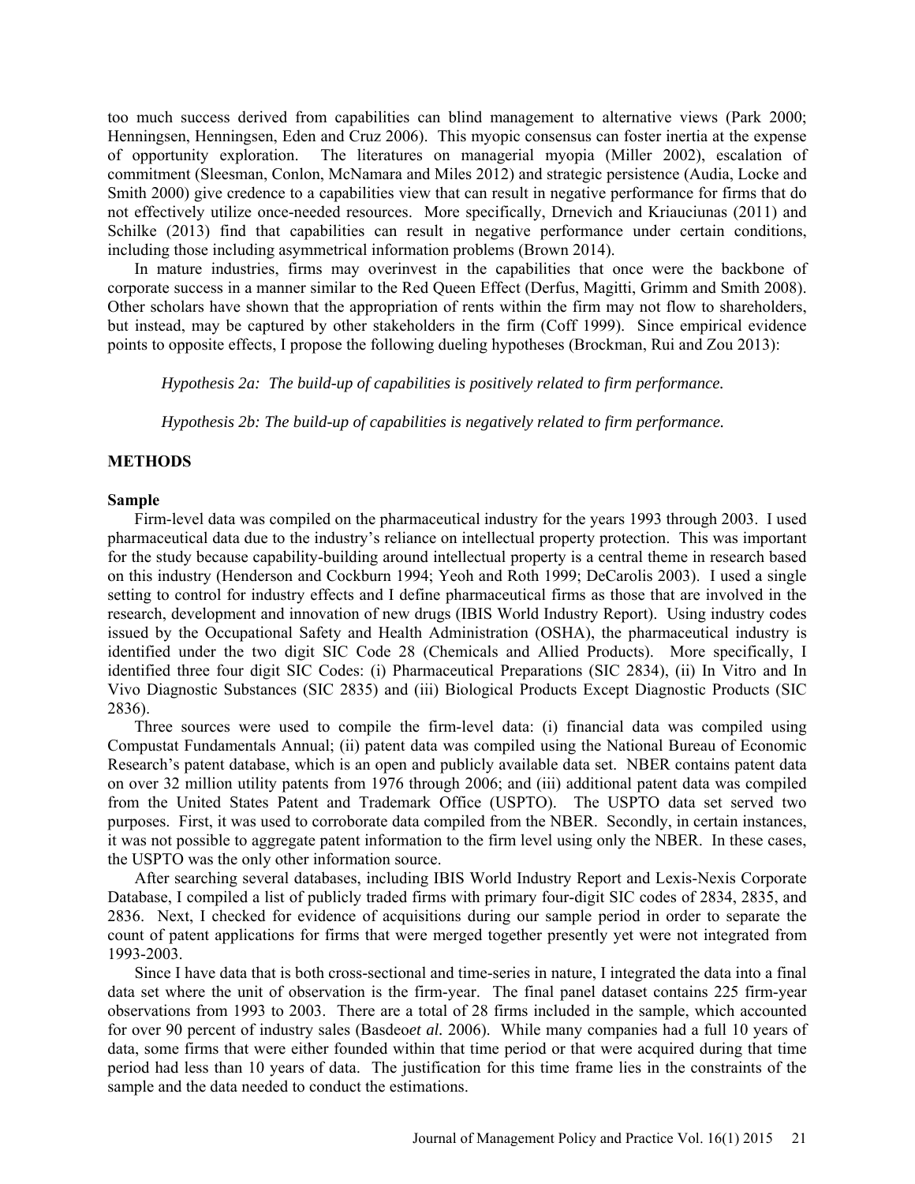too much success derived from capabilities can blind management to alternative views (Park 2000; Henningsen, Henningsen, Eden and Cruz 2006). This myopic consensus can foster inertia at the expense of opportunity exploration. The literatures on managerial myopia (Miller 2002), escalation of commitment (Sleesman, Conlon, McNamara and Miles 2012) and strategic persistence (Audia, Locke and Smith 2000) give credence to a capabilities view that can result in negative performance for firms that do not effectively utilize once-needed resources. More specifically, Drnevich and Kriauciunas (2011) and Schilke (2013) find that capabilities can result in negative performance under certain conditions, including those including asymmetrical information problems (Brown 2014).

In mature industries, firms may overinvest in the capabilities that once were the backbone of corporate success in a manner similar to the Red Queen Effect (Derfus, Magitti, Grimm and Smith 2008). Other scholars have shown that the appropriation of rents within the firm may not flow to shareholders, but instead, may be captured by other stakeholders in the firm (Coff 1999). Since empirical evidence points to opposite effects, I propose the following dueling hypotheses (Brockman, Rui and Zou 2013):

*Hypothesis 2a: The build-up of capabilities is positively related to firm performance.*

*Hypothesis 2b: The build-up of capabilities is negatively related to firm performance.*

## METHODS

### Sample

Firm-level data was compiled on the pharmaceutical industry for the years 1993 through 2003. I used pharmaceutical data due to the industry's reliance on intellectual property protection. This was important for the study because capability-building around intellectual property is a central theme in research based on this industry (Henderson and Cockburn 1994; Yeoh and Roth 1999; DeCarolis 2003). I used a single setting to control for industry effects and I define pharmaceutical firms as those that are involved in the research, development and innovation of new drugs (IBIS World Industry Report). Using industry codes issued by the Occupational Safety and Health Administration (OSHA), the pharmaceutical industry is identified under the two digit SIC Code 28 (Chemicals and Allied Products). More specifically, I identified three four digit SIC Codes: (i) Pharmaceutical Preparations (SIC 2834), (ii) In Vitro and In Vivo Diagnostic Substances (SIC 2835) and (iii) Biological Products Except Diagnostic Products (SIC 2836).

Three sources were used to compile the firm-level data: (i) financial data was compiled using Compustat Fundamentals Annual; (ii) patent data was compiled using the National Bureau of Economic Research's patent database, which is an open and publicly available data set. NBER contains patent data on over 32 million utility patents from 1976 through 2006; and (iii) additional patent data was compiled from the United States Patent and Trademark Office (USPTO). The USPTO data set served two purposes. First, it was used to corroborate data compiled from the NBER. Secondly, in certain instances, it was not possible to aggregate patent information to the firm level using only the NBER. In these cases, the USPTO was the only other information source.

After searching several databases, including IBIS World Industry Report and Lexis-Nexis Corporate Database, I compiled a list of publicly traded firms with primary four-digit SIC codes of 2834, 2835, and 2836. Next, I checked for evidence of acquisitions during our sample period in order to separate the count of patent applications for firms that were merged together presently yet were not integrated from 1993-2003.

Since I have data that is both cross-sectional and time-series in nature, I integrated the data into a final data set where the unit of observation is the firm-year. The final panel dataset contains 225 firm-year observations from 1993 to 2003. There are a total of 28 firms included in the sample, which accounted for over 90 percent of industry sales (Basdeo*et al.* 2006). While many companies had a full 10 years of data, some firms that were either founded within that time period or that were acquired during that time period had less than 10 years of data. The justification for this time frame lies in the constraints of the sample and the data needed to conduct the estimations.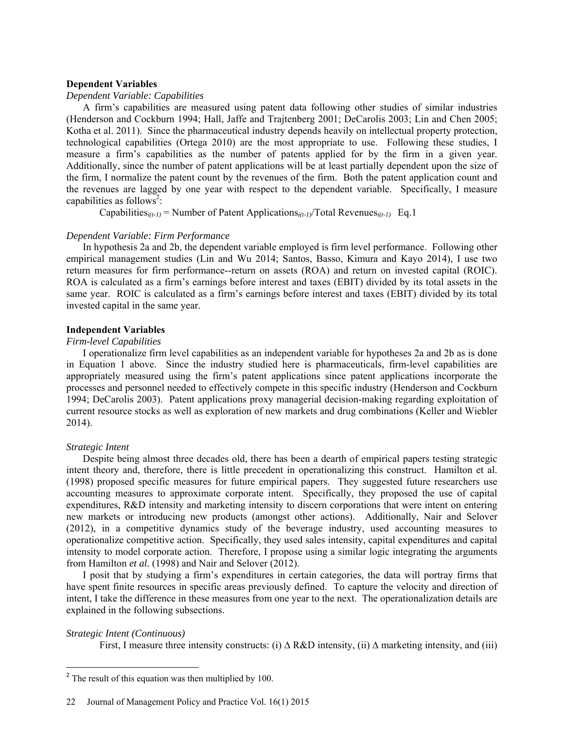**Dependent Variables**

*Dependent Variable: Capabilities*

A firm's capabilities are measured using patent data following other studies of similar industries (Henderson and Cockburn 1994; Hall, Jaffe and Trajtenberg 2001; DeCarolis 2003; Lin and Chen 2005; Kotha et al. 2011). Since the pharmaceutical industry depends heavily on intellectual property protection, technological capabilities (Ortega 2010) are the most appropriate to use. Following these studies, I measure a firm's capabilities as the number of patents applied for by the firm in a given year. Additionally, since the number of patent applications will be at least partially dependent upon the size of the firm, I normalize the patent count by the revenues of the firm. Both the patent application count and the revenues are lagged by one year with respect to the dependent variable. Specifically, I measure capabilities as follows[2]:

$$\text{Capabilities}_{i(t-1)} = \text{Number of Patent Applications}_{i(t-1)}/\text{Total Revenues}_{i(t-1)} \quad \text{Eq.1}$$

*Dependent Variable: Firm Performance*

In hypothesis 2a and 2b, the dependent variable employed is firm level performance. Following other empirical management studies (Lin and Wu 2014; Santos, Basso, Kimura and Kayo 2014), I use two return measures for firm performance--return on assets (ROA) and return on invested capital (ROIC). ROA is calculated as a firm's earnings before interest and taxes (EBIT) divided by its total assets in the same year. ROIC is calculated as a firm's earnings before interest and taxes (EBIT) divided by its total invested capital in the same year.

**Independent Variables**

*Firm-level Capabilities*

I operationalize firm level capabilities as an independent variable for hypotheses 2a and 2b as is done in Equation 1 above. Since the industry studied here is pharmaceuticals, firm-level capabilities are appropriately measured using the firm's patent applications since patent applications incorporate the processes and personnel needed to effectively compete in this specific industry (Henderson and Cockburn 1994; DeCarolis 2003). Patent applications proxy managerial decision-making regarding exploitation of current resource stocks as well as exploration of new markets and drug combinations (Keller and Wiebler 2014).

*Strategic Intent*

Despite being almost three decades old, there has been a dearth of empirical papers testing strategic intent theory and, therefore, there is little precedent in operationalizing this construct. Hamilton et al. (1998) proposed specific measures for future empirical papers. They suggested future researchers use accounting measures to approximate corporate intent. Specifically, they proposed the use of capital expenditures, R&D intensity and marketing intensity to discern corporations that were intent on entering new markets or introducing new products (amongst other actions). Additionally, Nair and Selover (2012), in a competitive dynamics study of the beverage industry, used accounting measures to operationalize competitive action. Specifically, they used sales intensity, capital expenditures and capital intensity to model corporate action. Therefore, I propose using a similar logic integrating the arguments from Hamilton *et al.* (1998) and Nair and Selover (2012).

I posit that by studying a firm's expenditures in certain categories, the data will portray firms that have spent finite resources in specific areas previously defined. To capture the velocity and direction of intent, I take the difference in these measures from one year to the next. The operationalization details are explained in the following subsections.

*Strategic Intent (Continuous)*

First, I measure three intensity constructs: (i) Δ R&D intensity, (ii) Δ marketing intensity, and (iii)

---

[2] The result of this equation was then multiplied by 100.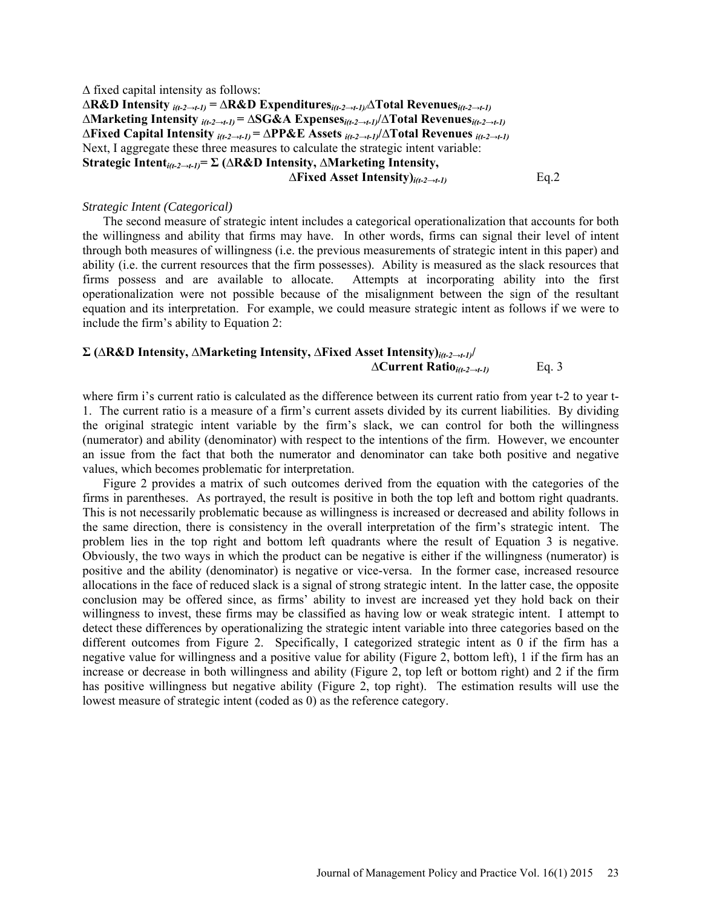Δ fixed capital intensity as follows:

$$\Delta \textbf{R\&D Intensity}_{i(t-2\rightarrow t-1)} = \Delta \textbf{R\&D Expenditures}_{i(t-2\rightarrow t-1)} / \Delta \textbf{Total Revenues}_{i(t-2\rightarrow t-1)}$$

$$\Delta \textbf{Marketing Intensity}_{i(t-2\rightarrow t-1)} = \Delta \textbf{SG\&A Expenses}_{i(t-2\rightarrow t-1)} / \Delta \textbf{Total Revenues}_{i(t-2\rightarrow t-1)}$$

$$\Delta \textbf{Fixed Capital Intensity}_{i(t-2\rightarrow t-1)} = \Delta \textbf{PP\&E Assets}_{i(t-2\rightarrow t-1)} / \Delta \textbf{Total Revenues}_{i(t-2\rightarrow t-1)}$$

Next, I aggregate these three measures to calculate the strategic intent variable:

$$\textbf{Strategic Intent}_{i(t-2\rightarrow t-1)} = \Sigma\ (\Delta \textbf{R\&D Intensity}, \Delta \textbf{Marketing Intensity}, \Delta \textbf{Fixed Asset Intensity})_{i(t-2\rightarrow t-1)} \qquad \text{Eq.2}$$

*Strategic Intent (Categorical)*

The second measure of strategic intent includes a categorical operationalization that accounts for both the willingness and ability that firms may have. In other words, firms can signal their level of intent through both measures of willingness (i.e. the previous measurements of strategic intent in this paper) and ability (i.e. the current resources that the firm possesses). Ability is measured as the slack resources that firms possess and are available to allocate. Attempts at incorporating ability into the first operationalization were not possible because of the misalignment between the sign of the resultant equation and its interpretation. For example, we could measure strategic intent as follows if we were to include the firm's ability to Equation 2:

$$\Sigma\ (\Delta \textbf{R\&D Intensity}, \Delta \textbf{Marketing Intensity}, \Delta \textbf{Fixed Asset Intensity})_{i(t-2\rightarrow t-1)} / \Delta \textbf{Current Ratio}_{i(t-2\rightarrow t-1)} \qquad \text{Eq. 3}$$

where firm i's current ratio is calculated as the difference between its current ratio from year t-2 to year t-1. The current ratio is a measure of a firm's current assets divided by its current liabilities. By dividing the original strategic intent variable by the firm's slack, we can control for both the willingness (numerator) and ability (denominator) with respect to the intentions of the firm. However, we encounter an issue from the fact that both the numerator and denominator can take both positive and negative values, which becomes problematic for interpretation.

Figure 2 provides a matrix of such outcomes derived from the equation with the categories of the firms in parentheses. As portrayed, the result is positive in both the top left and bottom right quadrants. This is not necessarily problematic because as willingness is increased or decreased and ability follows in the same direction, there is consistency in the overall interpretation of the firm's strategic intent. The problem lies in the top right and bottom left quadrants where the result of Equation 3 is negative. Obviously, the two ways in which the product can be negative is either if the willingness (numerator) is positive and the ability (denominator) is negative or vice-versa. In the former case, increased resource allocations in the face of reduced slack is a signal of strong strategic intent. In the latter case, the opposite conclusion may be offered since, as firms' ability to invest are increased yet they hold back on their willingness to invest, these firms may be classified as having low or weak strategic intent. I attempt to detect these differences by operationalizing the strategic intent variable into three categories based on the different outcomes from Figure 2. Specifically, I categorized strategic intent as 0 if the firm has a negative value for willingness and a positive value for ability (Figure 2, bottom left), 1 if the firm has an increase or decrease in both willingness and ability (Figure 2, top left or bottom right) and 2 if the firm has positive willingness but negative ability (Figure 2, top right). The estimation results will use the lowest measure of strategic intent (coded as 0) as the reference category.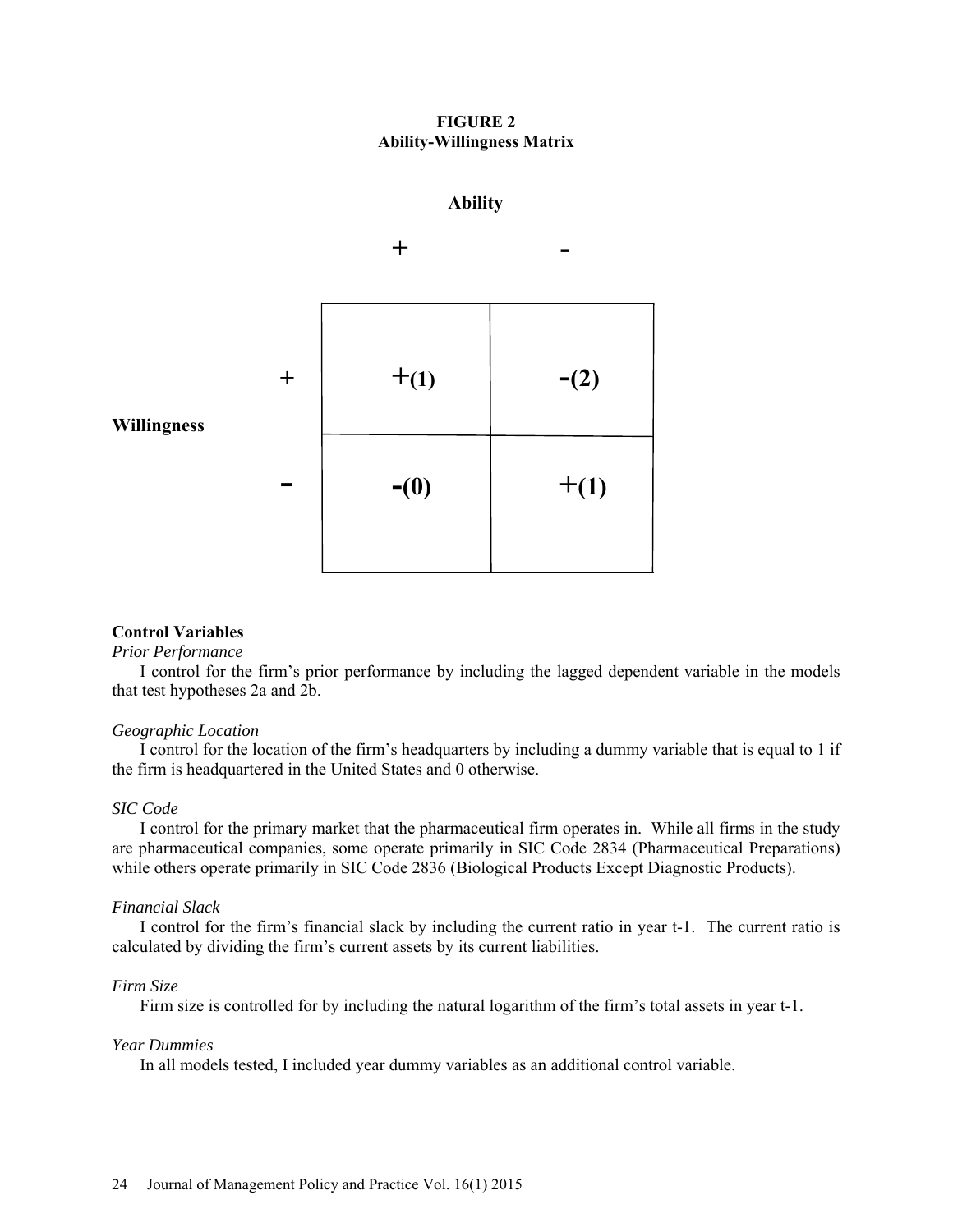**FIGURE 2**
**Ability-Willingness Matrix**

| | | Ability | |
|---|---|---|---|
| | | + | - |
| Willingness | + | +(1) | -(2) |
| | - | -(0) | +(1) |

**Control Variables**

*Prior Performance*

I control for the firm's prior performance by including the lagged dependent variable in the models that test hypotheses 2a and 2b.

*Geographic Location*

I control for the location of the firm's headquarters by including a dummy variable that is equal to 1 if the firm is headquartered in the United States and 0 otherwise.

*SIC Code*

I control for the primary market that the pharmaceutical firm operates in. While all firms in the study are pharmaceutical companies, some operate primarily in SIC Code 2834 (Pharmaceutical Preparations) while others operate primarily in SIC Code 2836 (Biological Products Except Diagnostic Products).

*Financial Slack*

I control for the firm's financial slack by including the current ratio in year t-1. The current ratio is calculated by dividing the firm's current assets by its current liabilities.

*Firm Size*

Firm size is controlled for by including the natural logarithm of the firm's total assets in year t-1.

*Year Dummies*

In all models tested, I included year dummy variables as an additional control variable.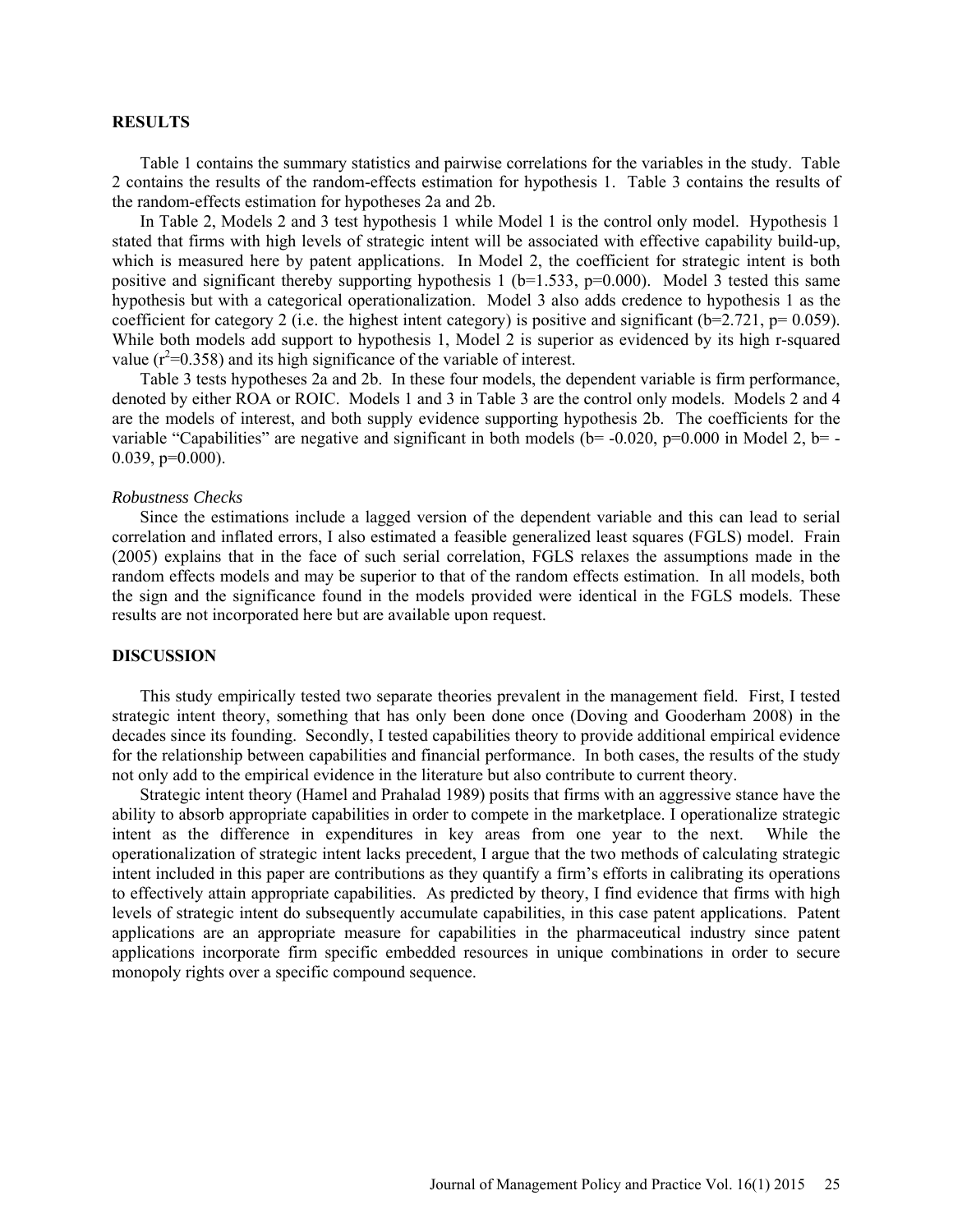## RESULTS

Table 1 contains the summary statistics and pairwise correlations for the variables in the study. Table 2 contains the results of the random-effects estimation for hypothesis 1. Table 3 contains the results of the random-effects estimation for hypotheses 2a and 2b.

In Table 2, Models 2 and 3 test hypothesis 1 while Model 1 is the control only model. Hypothesis 1 stated that firms with high levels of strategic intent will be associated with effective capability build-up, which is measured here by patent applications. In Model 2, the coefficient for strategic intent is both positive and significant thereby supporting hypothesis 1 (b=1.533, p=0.000). Model 3 tested this same hypothesis but with a categorical operationalization. Model 3 also adds credence to hypothesis 1 as the coefficient for category 2 (i.e. the highest intent category) is positive and significant (b=2.721, p= 0.059). While both models add support to hypothesis 1, Model 2 is superior as evidenced by its high r-squared value ($r^2$=0.358) and its high significance of the variable of interest.

Table 3 tests hypotheses 2a and 2b. In these four models, the dependent variable is firm performance, denoted by either ROA or ROIC. Models 1 and 3 in Table 3 are the control only models. Models 2 and 4 are the models of interest, and both supply evidence supporting hypothesis 2b. The coefficients for the variable "Capabilities" are negative and significant in both models (b= -0.020, p=0.000 in Model 2, b= -0.039, p=0.000).

### *Robustness Checks*

Since the estimations include a lagged version of the dependent variable and this can lead to serial correlation and inflated errors, I also estimated a feasible generalized least squares (FGLS) model. Frain (2005) explains that in the face of such serial correlation, FGLS relaxes the assumptions made in the random effects models and may be superior to that of the random effects estimation. In all models, both the sign and the significance found in the models provided were identical in the FGLS models. These results are not incorporated here but are available upon request.

## DISCUSSION

This study empirically tested two separate theories prevalent in the management field. First, I tested strategic intent theory, something that has only been done once (Doving and Gooderham 2008) in the decades since its founding. Secondly, I tested capabilities theory to provide additional empirical evidence for the relationship between capabilities and financial performance. In both cases, the results of the study not only add to the empirical evidence in the literature but also contribute to current theory.

Strategic intent theory (Hamel and Prahalad 1989) posits that firms with an aggressive stance have the ability to absorb appropriate capabilities in order to compete in the marketplace. I operationalize strategic intent as the difference in expenditures in key areas from one year to the next. While the operationalization of strategic intent lacks precedent, I argue that the two methods of calculating strategic intent included in this paper are contributions as they quantify a firm's efforts in calibrating its operations to effectively attain appropriate capabilities. As predicted by theory, I find evidence that firms with high levels of strategic intent do subsequently accumulate capabilities, in this case patent applications. Patent applications are an appropriate measure for capabilities in the pharmaceutical industry since patent applications incorporate firm specific embedded resources in unique combinations in order to secure monopoly rights over a specific compound sequence.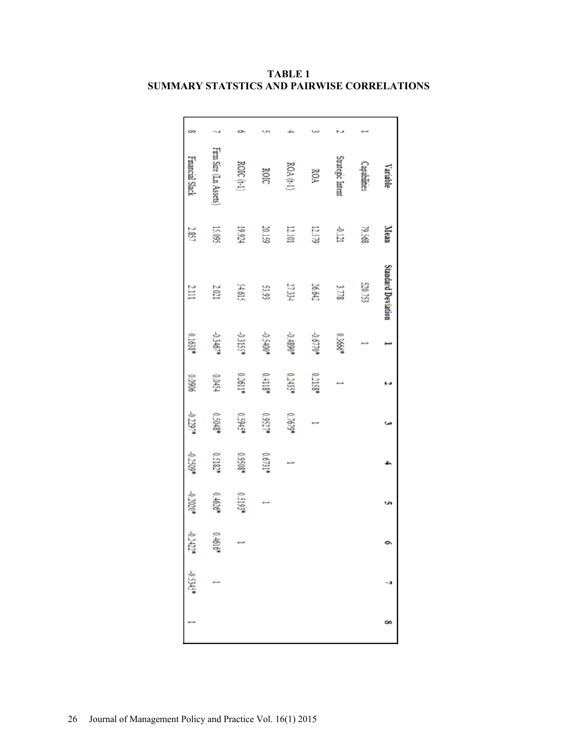**TABLE 1**
**SUMMARY STATSTICS AND PAIRWISE CORRELATIONS**

| | Variable | Mean | Standard Deviation | 1 | 2 | 3 | 4 | 5 | 6 | 7 | 8 |
|---|---|---|---|---|---|---|---|---|---|---|---|
| 1 | Capabilities | 79.568 | 520.753 | 1 | | | | | | | |
| 2 | Strategic Intent | -0.121 | 3.778 | 0.3666* | 1 | | | | | | |
| 3 | ROA | 12.579 | 26.642 | -0.6770* | 0.2158* | 1 | | | | | |
| 4 | ROA (t-1) | 12.101 | 27.334 | -0.4890* | 0.2435* | 0.7679* | 1 | | | | |
| 5 | ROIC | 20.159 | 53.93 | -0.5400* | 0.4118* | 0.9527* | 0.6731* | 1 | | | |
| 6 | ROIC (t-1) | 19.924 | 54.615 | -0.3155* | 0.2611* | 0.5945* | 0.9508* | 0.5193* | 1 | | |
| 7 | Firm Size (Ln Assets) | 15.095 | 2.021 | -0.3467* | 0.0454 | 0.5048* | 0.5182* | 0.4626* | 0.4616* | 1 | |
| 8 | Financial Slack | 2.857 | 2.111 | 0.1638* | 0.0906 | -0.2297* | -0.2509* | -0.2020* | -0.2422* | -0.5345* | 1 |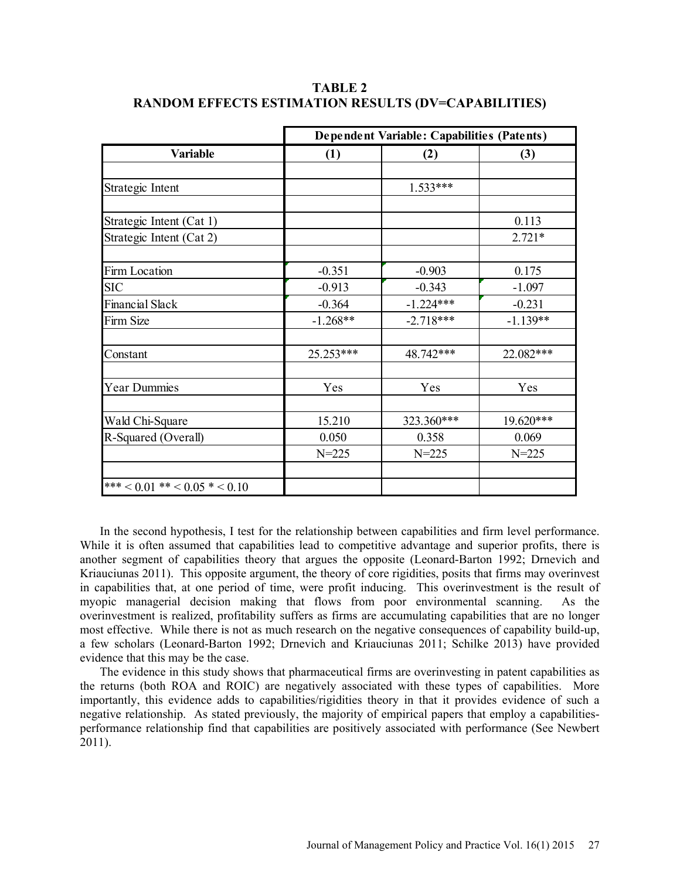**TABLE 2**
**RANDOM EFFECTS ESTIMATION RESULTS (DV=CAPABILITIES)**

| | **Dependent Variable: Capabilities (Patents)** | | |
|---|---|---|---|
| **Variable** | **(1)** | **(2)** | **(3)** |
| Strategic Intent | | 1.533*** | |
| Strategic Intent (Cat 1) | | | 0.113 |
| Strategic Intent (Cat 2) | | | 2.721* |
| Firm Location | -0.351 | -0.903 | 0.175 |
| SIC | -0.913 | -0.343 | -1.097 |
| Financial Slack | -0.364 | -1.224*** | -0.231 |
| Firm Size | -1.268** | -2.718*** | -1.139** |
| Constant | 25.253*** | 48.742*** | 22.082*** |
| Year Dummies | Yes | Yes | Yes |
| Wald Chi-Square | 15.210 | 323.360*** | 19.620*** |
| R-Squared (Overall) | 0.050 | 0.358 | 0.069 |
| | N=225 | N=225 | N=225 |
| *** < 0.01 ** < 0.05 * < 0.10 | | | |

In the second hypothesis, I test for the relationship between capabilities and firm level performance. While it is often assumed that capabilities lead to competitive advantage and superior profits, there is another segment of capabilities theory that argues the opposite (Leonard-Barton 1992; Drnevich and Kriauciunas 2011). This opposite argument, the theory of core rigidities, posits that firms may overinvest in capabilities that, at one period of time, were profit inducing. This overinvestment is the result of myopic managerial decision making that flows from poor environmental scanning. As the overinvestment is realized, profitability suffers as firms are accumulating capabilities that are no longer most effective. While there is not as much research on the negative consequences of capability build-up, a few scholars (Leonard-Barton 1992; Drnevich and Kriauciunas 2011; Schilke 2013) have provided evidence that this may be the case.

The evidence in this study shows that pharmaceutical firms are overinvesting in patent capabilities as the returns (both ROA and ROIC) are negatively associated with these types of capabilities. More importantly, this evidence adds to capabilities/rigidities theory in that it provides evidence of such a negative relationship. As stated previously, the majority of empirical papers that employ a capabilities-performance relationship find that capabilities are positively associated with performance (See Newbert 2011).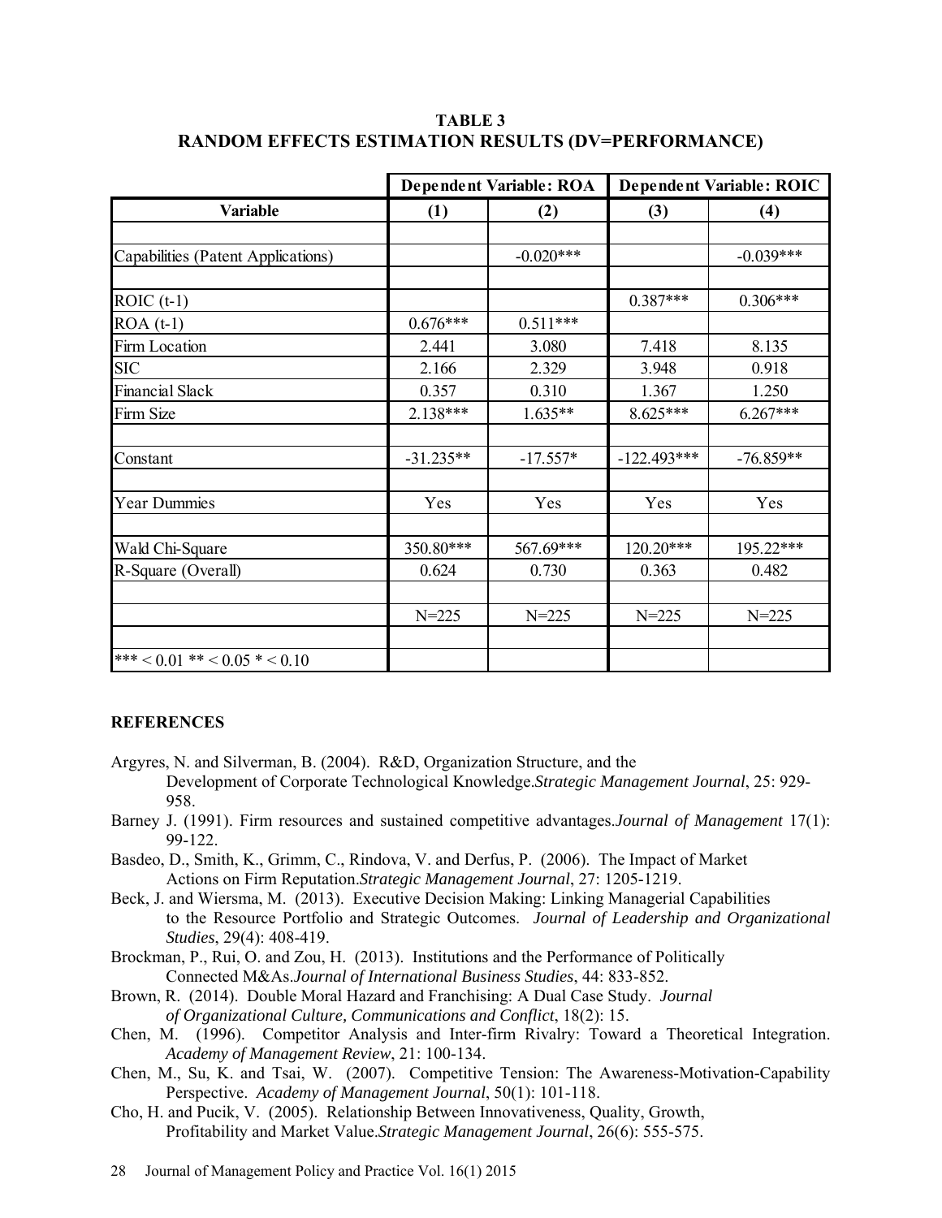**TABLE 3**
**RANDOM EFFECTS ESTIMATION RESULTS (DV=PERFORMANCE)**

| | Dependent Variable: ROA | | Dependent Variable: ROIC | |
|---|---|---|---|---|
| **Variable** | **(1)** | **(2)** | **(3)** | **(4)** |
| | | | | |
| Capabilities (Patent Applications) | | -0.020*** | | -0.039*** |
| | | | | |
| ROIC (t-1) | | | 0.387*** | 0.306*** |
| ROA (t-1) | 0.676*** | 0.511*** | | |
| Firm Location | 2.441 | 3.080 | 7.418 | 8.135 |
| SIC | 2.166 | 2.329 | 3.948 | 0.918 |
| Financial Slack | 0.357 | 0.310 | 1.367 | 1.250 |
| Firm Size | 2.138*** | 1.635** | 8.625*** | 6.267*** |
| | | | | |
| Constant | -31.235** | -17.557* | -122.493*** | -76.859** |
| | | | | |
| Year Dummies | Yes | Yes | Yes | Yes |
| | | | | |
| Wald Chi-Square | 350.80*** | 567.69*** | 120.20*** | 195.22*** |
| R-Square (Overall) | 0.624 | 0.730 | 0.363 | 0.482 |
| | | | | |
| | N=225 | N=225 | N=225 | N=225 |
| | | | | |
| *** < 0.01 ** < 0.05 * < 0.10 | | | | |

## REFERENCES

Argyres, N. and Silverman, B. (2004). R&D, Organization Structure, and the Development of Corporate Technological Knowledge. *Strategic Management Journal*, 25: 929-958.

Barney J. (1991). Firm resources and sustained competitive advantages. *Journal of Management* 17(1): 99-122.

Basdeo, D., Smith, K., Grimm, C., Rindova, V. and Derfus, P. (2006). The Impact of Market Actions on Firm Reputation. *Strategic Management Journal*, 27: 1205-1219.

Beck, J. and Wiersma, M. (2013). Executive Decision Making: Linking Managerial Capabilities to the Resource Portfolio and Strategic Outcomes. *Journal of Leadership and Organizational Studies*, 29(4): 408-419.

Brockman, P., Rui, O. and Zou, H. (2013). Institutions and the Performance of Politically Connected M&As. *Journal of International Business Studies*, 44: 833-852.

Brown, R. (2014). Double Moral Hazard and Franchising: A Dual Case Study. *Journal of Organizational Culture, Communications and Conflict*, 18(2): 15.

Chen, M. (1996). Competitor Analysis and Inter-firm Rivalry: Toward a Theoretical Integration. *Academy of Management Review*, 21: 100-134.

Chen, M., Su, K. and Tsai, W. (2007). Competitive Tension: The Awareness-Motivation-Capability Perspective. *Academy of Management Journal*, 50(1): 101-118.

Cho, H. and Pucik, V. (2005). Relationship Between Innovativeness, Quality, Growth, Profitability and Market Value. *Strategic Management Journal*, 26(6): 555-575.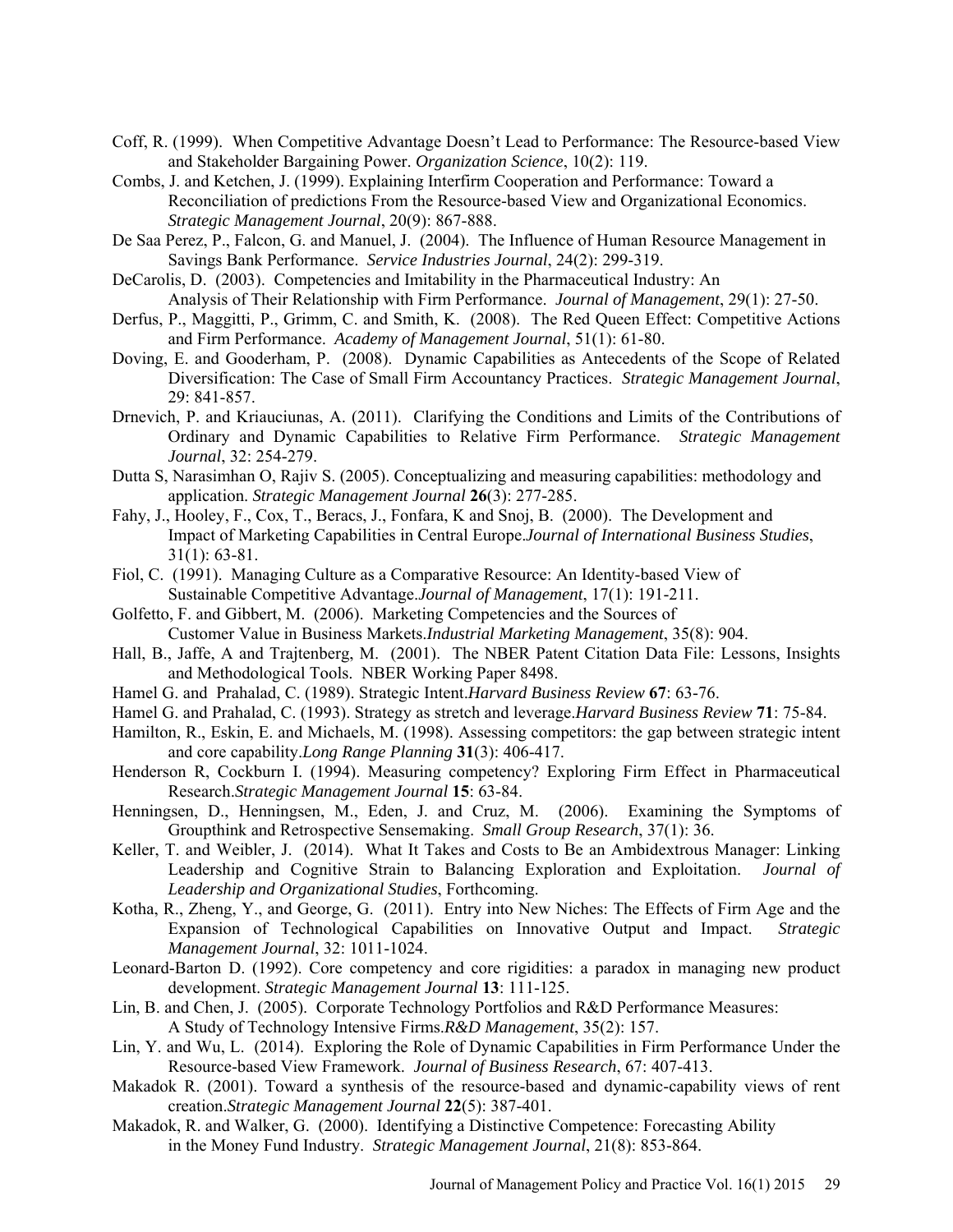Coff, R. (1999). When Competitive Advantage Doesn't Lead to Performance: The Resource-based View and Stakeholder Bargaining Power. *Organization Science*, 10(2): 119.

Combs, J. and Ketchen, J. (1999). Explaining Interfirm Cooperation and Performance: Toward a Reconciliation of predictions From the Resource-based View and Organizational Economics. *Strategic Management Journal*, 20(9): 867-888.

De Saa Perez, P., Falcon, G. and Manuel, J. (2004). The Influence of Human Resource Management in Savings Bank Performance. *Service Industries Journal*, 24(2): 299-319.

DeCarolis, D. (2003). Competencies and Imitability in the Pharmaceutical Industry: An Analysis of Their Relationship with Firm Performance. *Journal of Management*, 29(1): 27-50.

Derfus, P., Maggitti, P., Grimm, C. and Smith, K. (2008). The Red Queen Effect: Competitive Actions and Firm Performance. *Academy of Management Journal*, 51(1): 61-80.

Doving, E. and Gooderham, P. (2008). Dynamic Capabilities as Antecedents of the Scope of Related Diversification: The Case of Small Firm Accountancy Practices. *Strategic Management Journal*, 29: 841-857.

Drnevich, P. and Kriauciunas, A. (2011). Clarifying the Conditions and Limits of the Contributions of Ordinary and Dynamic Capabilities to Relative Firm Performance. *Strategic Management Journal*, 32: 254-279.

Dutta S, Narasimhan O, Rajiv S. (2005). Conceptualizing and measuring capabilities: methodology and application. *Strategic Management Journal* **26**(3): 277-285.

Fahy, J., Hooley, F., Cox, T., Beracs, J., Fonfara, K and Snoj, B. (2000). The Development and Impact of Marketing Capabilities in Central Europe.*Journal of International Business Studies*, 31(1): 63-81.

Fiol, C. (1991). Managing Culture as a Comparative Resource: An Identity-based View of Sustainable Competitive Advantage.*Journal of Management*, 17(1): 191-211.

Golfetto, F. and Gibbert, M. (2006). Marketing Competencies and the Sources of Customer Value in Business Markets.*Industrial Marketing Management*, 35(8): 904.

Hall, B., Jaffe, A and Trajtenberg, M. (2001). The NBER Patent Citation Data File: Lessons, Insights and Methodological Tools. NBER Working Paper 8498.

Hamel G. and Prahalad, C. (1989). Strategic Intent.*Harvard Business Review* **67**: 63-76.

Hamel G. and Prahalad, C. (1993). Strategy as stretch and leverage.*Harvard Business Review* **71**: 75-84.

Hamilton, R., Eskin, E. and Michaels, M. (1998). Assessing competitors: the gap between strategic intent and core capability.*Long Range Planning* **31**(3): 406-417.

Henderson R, Cockburn I. (1994). Measuring competency? Exploring Firm Effect in Pharmaceutical Research.*Strategic Management Journal* **15**: 63-84.

Henningsen, D., Henningsen, M., Eden, J. and Cruz, M. (2006). Examining the Symptoms of Groupthink and Retrospective Sensemaking. *Small Group Research*, 37(1): 36.

Keller, T. and Weibler, J. (2014). What It Takes and Costs to Be an Ambidextrous Manager: Linking Leadership and Cognitive Strain to Balancing Exploration and Exploitation. *Journal of Leadership and Organizational Studies*, Forthcoming.

Kotha, R., Zheng, Y., and George, G. (2011). Entry into New Niches: The Effects of Firm Age and the Expansion of Technological Capabilities on Innovative Output and Impact. *Strategic Management Journal*, 32: 1011-1024.

Leonard-Barton D. (1992). Core competency and core rigidities: a paradox in managing new product development. *Strategic Management Journal* **13**: 111-125.

Lin, B. and Chen, J. (2005). Corporate Technology Portfolios and R&D Performance Measures: A Study of Technology Intensive Firms.*R&D Management*, 35(2): 157.

Lin, Y. and Wu, L. (2014). Exploring the Role of Dynamic Capabilities in Firm Performance Under the Resource-based View Framework. *Journal of Business Research*, 67: 407-413.

Makadok R. (2001). Toward a synthesis of the resource-based and dynamic-capability views of rent creation.*Strategic Management Journal* **22**(5): 387-401.

Makadok, R. and Walker, G. (2000). Identifying a Distinctive Competence: Forecasting Ability in the Money Fund Industry. *Strategic Management Journal*, 21(8): 853-864.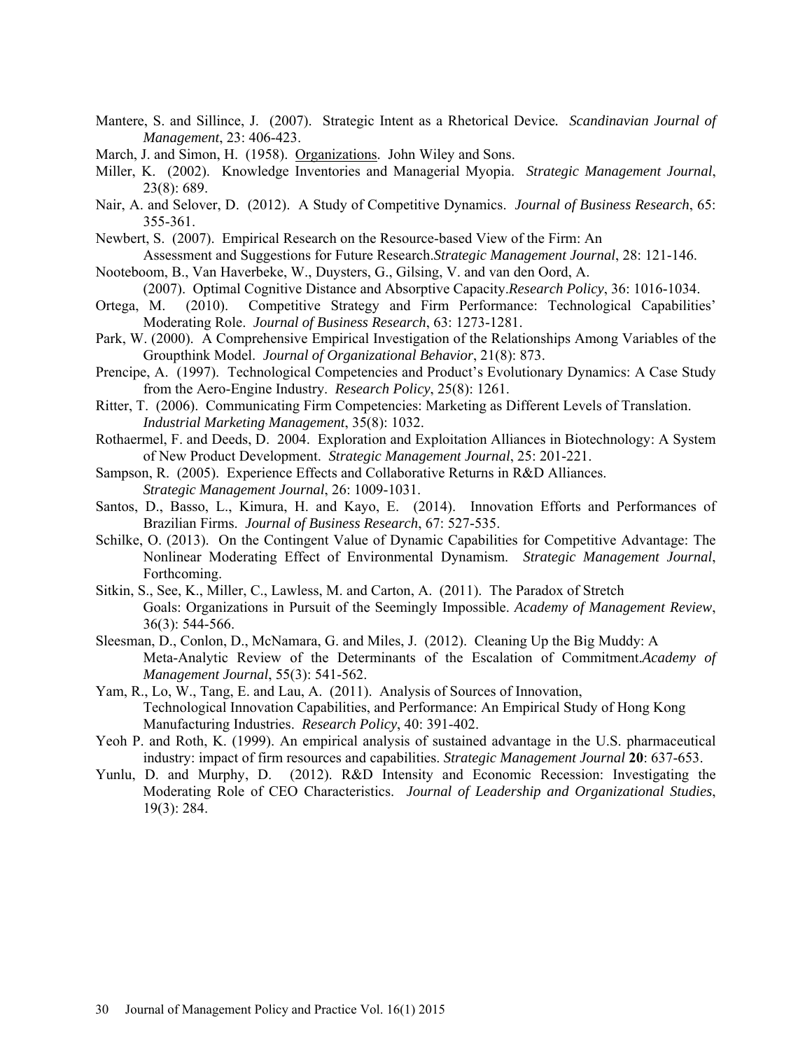Mantere, S. and Sillince, J. (2007). Strategic Intent as a Rhetorical Device. *Scandinavian Journal of Management*, 23: 406-423.

March, J. and Simon, H. (1958). Organizations. John Wiley and Sons.

Miller, K. (2002). Knowledge Inventories and Managerial Myopia. *Strategic Management Journal*, 23(8): 689.

Nair, A. and Selover, D. (2012). A Study of Competitive Dynamics. *Journal of Business Research*, 65: 355-361.

Newbert, S. (2007). Empirical Research on the Resource-based View of the Firm: An Assessment and Suggestions for Future Research.*Strategic Management Journal*, 28: 121-146.

Nooteboom, B., Van Haverbeke, W., Duysters, G., Gilsing, V. and van den Oord, A. (2007). Optimal Cognitive Distance and Absorptive Capacity.*Research Policy*, 36: 1016-1034.

Ortega, M. (2010). Competitive Strategy and Firm Performance: Technological Capabilities' Moderating Role. *Journal of Business Research*, 63: 1273-1281.

Park, W. (2000). A Comprehensive Empirical Investigation of the Relationships Among Variables of the Groupthink Model. *Journal of Organizational Behavior*, 21(8): 873.

Prencipe, A. (1997). Technological Competencies and Product's Evolutionary Dynamics: A Case Study from the Aero-Engine Industry. *Research Policy*, 25(8): 1261.

Ritter, T. (2006). Communicating Firm Competencies: Marketing as Different Levels of Translation. *Industrial Marketing Management*, 35(8): 1032.

Rothaermel, F. and Deeds, D. 2004. Exploration and Exploitation Alliances in Biotechnology: A System of New Product Development. *Strategic Management Journal*, 25: 201-221.

Sampson, R. (2005). Experience Effects and Collaborative Returns in R&D Alliances. *Strategic Management Journal*, 26: 1009-1031.

Santos, D., Basso, L., Kimura, H. and Kayo, E. (2014). Innovation Efforts and Performances of Brazilian Firms. *Journal of Business Research*, 67: 527-535.

Schilke, O. (2013). On the Contingent Value of Dynamic Capabilities for Competitive Advantage: The Nonlinear Moderating Effect of Environmental Dynamism. *Strategic Management Journal*, Forthcoming.

Sitkin, S., See, K., Miller, C., Lawless, M. and Carton, A. (2011). The Paradox of Stretch Goals: Organizations in Pursuit of the Seemingly Impossible. *Academy of Management Review*, 36(3): 544-566.

Sleesman, D., Conlon, D., McNamara, G. and Miles, J. (2012). Cleaning Up the Big Muddy: A Meta-Analytic Review of the Determinants of the Escalation of Commitment.*Academy of Management Journal*, 55(3): 541-562.

Yam, R., Lo, W., Tang, E. and Lau, A. (2011). Analysis of Sources of Innovation, Technological Innovation Capabilities, and Performance: An Empirical Study of Hong Kong Manufacturing Industries. *Research Policy*, 40: 391-402.

Yeoh P. and Roth, K. (1999). An empirical analysis of sustained advantage in the U.S. pharmaceutical industry: impact of firm resources and capabilities. *Strategic Management Journal* **20**: 637-653.

Yunlu, D. and Murphy, D. (2012). R&D Intensity and Economic Recession: Investigating the Moderating Role of CEO Characteristics. *Journal of Leadership and Organizational Studies*, 19(3): 284.